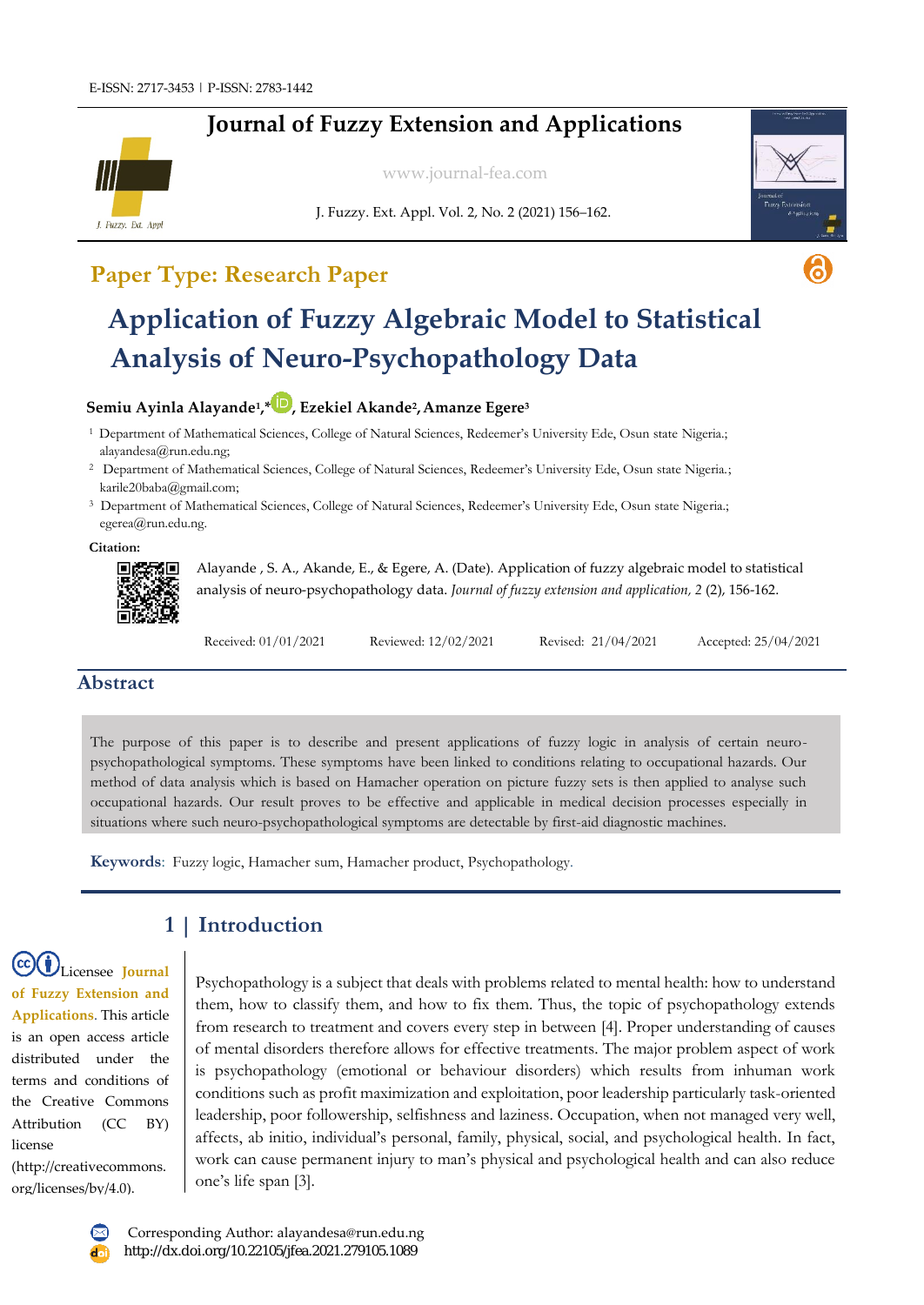E-ISSN: 2717-3453 | P-ISSN: 2783-1442

# Journal of Fuzzy Extension and Applications

www.journal-fea.com

J. Fuzzy. Ext. Appl. Vol. 2, No. 2 (2021) 156–162.

**Paper Type: Research Paper**

# Application of Fuzzy Algebraic Model to Statistical Analysis of Neuro-Psychopathology Data

**Semiu Ayinla Alayande[1,*], Ezekiel Akande[2], Amanze Egere[3]**

[1] Department of Mathematical Sciences, College of Natural Sciences, Redeemer's University Ede, Osun state Nigeria.; alayandesa@run.edu.ng;

[2] Department of Mathematical Sciences, College of Natural Sciences, Redeemer's University Ede, Osun state Nigeria.; karile20baba@gmail.com;

[3] Department of Mathematical Sciences, College of Natural Sciences, Redeemer's University Ede, Osun state Nigeria.; egerea@run.edu.ng.

**Citation:**

Alayande , S. A., Akande, E., & Egere, A. (Date). Application of fuzzy algebraic model to statistical analysis of neuro-psychopathology data. *Journal of fuzzy extension and application, 2* (2), 156-162.

Received: 01/01/2021 Reviewed: 12/02/2021 Revised: 21/04/2021 Accepted: 25/04/2021

## Abstract

The purpose of this paper is to describe and present applications of fuzzy logic in analysis of certain neuro-psychopathological symptoms. These symptoms have been linked to conditions relating to occupational hazards. Our method of data analysis which is based on Hamacher operation on picture fuzzy sets is then applied to analyse such occupational hazards. Our result proves to be effective and applicable in medical decision processes especially in situations where such neuro-psychopathological symptoms are detectable by first-aid diagnostic machines.

**Keywords**: Fuzzy logic, Hamacher sum, Hamacher product, Psychopathology.

## 1 | Introduction

Psychopathology is a subject that deals with problems related to mental health: how to understand them, how to classify them, and how to fix them. Thus, the topic of psychopathology extends from research to treatment and covers every step in between [4]. Proper understanding of causes of mental disorders therefore allows for effective treatments. The major problem aspect of work is psychopathology (emotional or behaviour disorders) which results from inhuman work conditions such as profit maximization and exploitation, poor leadership particularly task-oriented leadership, poor followership, selfishness and laziness. Occupation, when not managed very well, affects, ab initio, individual's personal, family, physical, social, and psychological health. In fact, work can cause permanent injury to man's physical and psychological health and can also reduce one's life span [3].

Licensee **Journal of Fuzzy Extension and Applications**. This article is an open access article distributed under the terms and conditions of the Creative Commons Attribution (CC BY) license (http://creativecommons.org/licenses/by/4.0).

Corresponding Author: alayandesa@run.edu.ng

http://dx.doi.org/10.22105/jfea.2021.279105.1089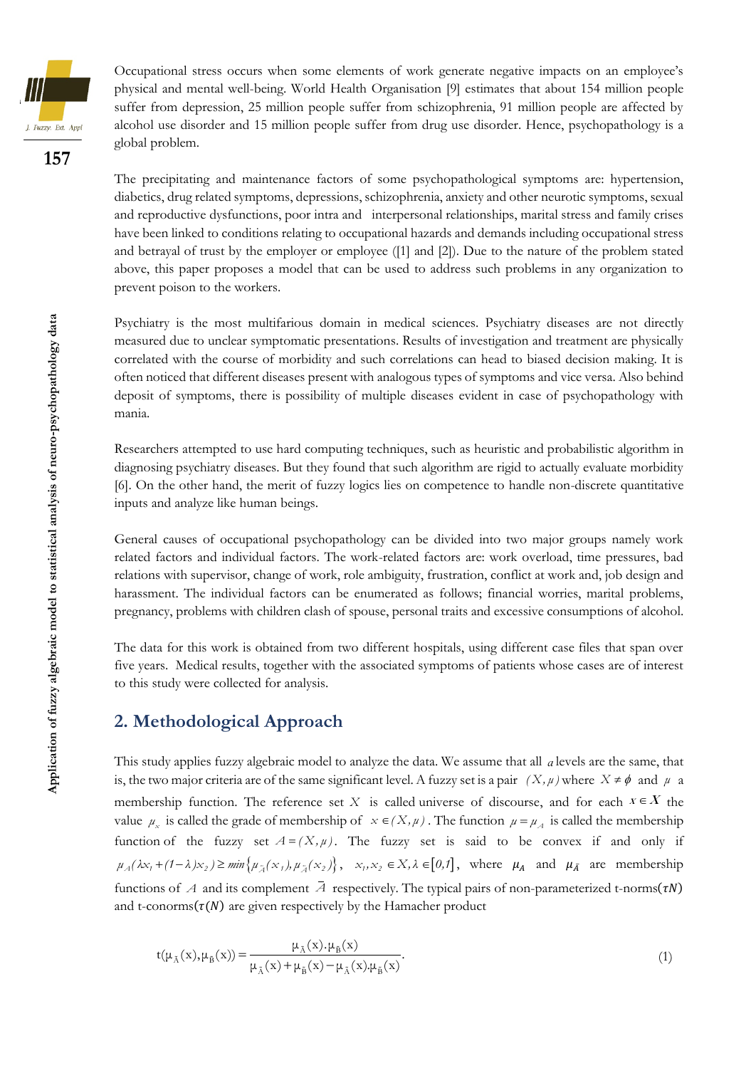Occupational stress occurs when some elements of work generate negative impacts on an employee's physical and mental well-being. World Health Organisation [9] estimates that about 154 million people suffer from depression, 25 million people suffer from schizophrenia, 91 million people are affected by alcohol use disorder and 15 million people suffer from drug use disorder. Hence, psychopathology is a global problem.

The precipitating and maintenance factors of some psychopathological symptoms are: hypertension, diabetics, drug related symptoms, depressions, schizophrenia, anxiety and other neurotic symptoms, sexual and reproductive dysfunctions, poor intra and interpersonal relationships, marital stress and family crises have been linked to conditions relating to occupational hazards and demands including occupational stress and betrayal of trust by the employer or employee ([1] and [2]). Due to the nature of the problem stated above, this paper proposes a model that can be used to address such problems in any organization to prevent poison to the workers.

Psychiatry is the most multifarious domain in medical sciences. Psychiatry diseases are not directly measured due to unclear symptomatic presentations. Results of investigation and treatment are physically correlated with the course of morbidity and such correlations can head to biased decision making. It is often noticed that different diseases present with analogous types of symptoms and vice versa. Also behind deposit of symptoms, there is possibility of multiple diseases evident in case of psychopathology with mania.

Researchers attempted to use hard computing techniques, such as heuristic and probabilistic algorithm in diagnosing psychiatry diseases. But they found that such algorithm are rigid to actually evaluate morbidity [6]. On the other hand, the merit of fuzzy logics lies on competence to handle non-discrete quantitative inputs and analyze like human beings.

General causes of occupational psychopathology can be divided into two major groups namely work related factors and individual factors. The work-related factors are: work overload, time pressures, bad relations with supervisor, change of work, role ambiguity, frustration, conflict at work and, job design and harassment. The individual factors can be enumerated as follows; financial worries, marital problems, pregnancy, problems with children clash of spouse, personal traits and excessive consumptions of alcohol.

The data for this work is obtained from two different hospitals, using different case files that span over five years. Medical results, together with the associated symptoms of patients whose cases are of interest to this study were collected for analysis.

## 2. Methodological Approach

This study applies fuzzy algebraic model to analyze the data. We assume that all $a$ levels are the same, that is, the two major criteria are of the same significant level. A fuzzy set is a pair $(X,\mu)$ where $X \neq \phi$ and $\mu$ a membership function. The reference set $X$ is called universe of discourse, and for each $x \in X$ the value $\mu_x$ is called the grade of membership of $x \in (X,\mu)$. The function $\mu = \mu_A$ is called the membership function of the fuzzy set $A = (X,\mu)$. The fuzzy set is said to be convex if and only if $\mu_A(\lambda x_1 + (1-\lambda)x_2) \geq min\{\mu_{\bar{A}}(x_1), \mu_{\bar{A}}(x_2)\}$, $x_1, x_2 \in X, \lambda \in [0,1]$, where $\mu_A$ and $\mu_{\bar{A}}$ are membership functions of $A$ and its complement $\bar{A}$ respectively. The typical pairs of non-parameterized t-norms($\tau N$) and t-conorms($\tau(N)$ are given respectively by the Hamacher product

$$t(\mu_{\tilde{A}}(x), \mu_{\tilde{B}}(x)) = \frac{\mu_{\tilde{A}}(x).\mu_{\tilde{B}}(x)}{\mu_{\tilde{A}}(x) + \mu_{\tilde{B}}(x) - \mu_{\tilde{A}}(x).\mu_{\tilde{B}}(x)}. \tag{1}$$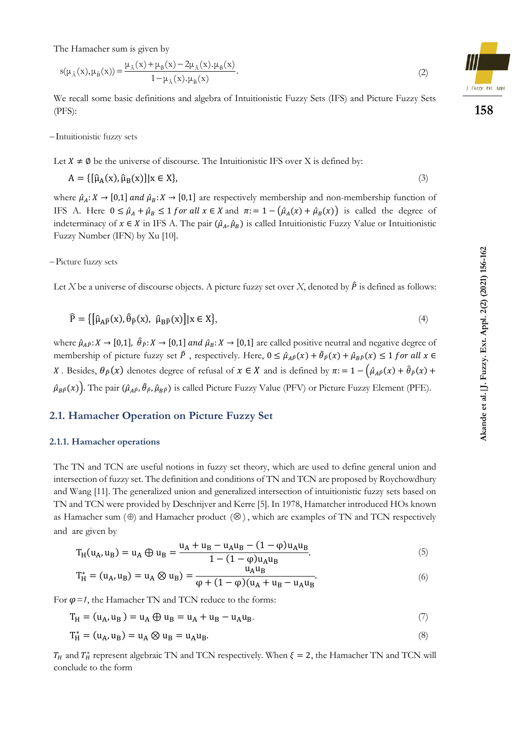The Hamacher sum is given by

$$s(\mu_{\tilde{A}}(x), \mu_{\tilde{B}}(x)) = \frac{\mu_{\tilde{A}}(x) + \mu_{\tilde{B}}(x) - 2\mu_{\tilde{A}}(x).\mu_{\tilde{B}}(x)}{1 - \mu_{\tilde{A}}(x).\mu_{\tilde{B}}(x)}. \tag{2}$$

We recall some basic definitions and algebra of Intuitionistic Fuzzy Sets (IFS) and Picture Fuzzy Sets (PFS):

– Intuitionistic fuzzy sets

Let $X \neq \emptyset$ be the universe of discourse. The Intuitionistic IFS over X is defined by:

$$A = \{[\hat{\mu}_A(x), \hat{\mu}_B(x)] | x \in X\}, \tag{3}$$

where $\hat{\mu}_A: X \to [0,1]$ and $\hat{\mu}_B: X \to [0,1]$ are respectively membership and non-membership function of IFS A. Here $0 \leq \hat{\mu}_A + \hat{\mu}_B \leq 1$ for all $x \in X$ and $\pi := 1 - (\hat{\mu}_A(x) + \hat{\mu}_B(x))$ is called the degree of indeterminacy of $x \in X$ in IFS A. The pair $(\hat{\mu}_A, \hat{\mu}_B)$ is called Intuitionistic Fuzzy Value or Intuitionistic Fuzzy Number (IFN) by Xu [10].

– Picture fuzzy sets

Let $X$ be a universe of discourse objects. A picture fuzzy set over $X$, denoted by $\hat{P}$ is defined as follows:

$$\hat{P} = \{[\hat{\mu}_{A\hat{P}}(x), \hat{\theta}_{\hat{P}}(x), \hat{\mu}_{B\hat{P}}(x)] | x \in X\}, \tag{4}$$

where $\hat{\mu}_{A\hat{P}}: X \to [0,1]$, $\hat{\theta}_{\hat{P}}: X \to [0,1]$ and $\hat{\mu}_B: X \to [0,1]$ are called positive neutral and negative degree of membership of picture fuzzy set $\hat{P}$ , respectively. Here, $0 \leq \hat{\mu}_{A\hat{P}}(x) + \hat{\theta}_{\hat{P}}(x) + \hat{\mu}_{B\hat{P}}(x) \leq 1$ for all $x \in X$ . Besides, $\theta_{\hat{P}}(x)$ denotes degree of refusal of $x \in X$ and is defined by $\pi := 1 - \left(\hat{\mu}_{A\hat{P}}(x) + \hat{\theta}_{\hat{P}}(x) + \hat{\mu}_{B\hat{P}}(x)\right)$. The pair $(\hat{\mu}_{A\hat{P}}, \hat{\theta}_{\hat{P}}, \hat{\mu}_{B\hat{P}})$ is called Picture Fuzzy Value (PFV) or Picture Fuzzy Element (PFE).

## 2.1. Hamacher Operation on Picture Fuzzy Set

### 2.1.1. Hamacher operations

The TN and TCN are useful notions in fuzzy set theory, which are used to define general union and intersection of fuzzy set. The definition and conditions of TN and TCN are proposed by Roychowdhury and Wang [11]. The generalized union and generalized intersection of intuitionistic fuzzy sets based on TN and TCN were provided by Deschrijver and Kerre [5]. In 1978, Hamatcher introduced HOs known as Hamacher sum (⊕) and Hamacher product (⊗) , which are examples of TN and TCN respectively and are given by

$$T_H(u_A, u_B) = u_A \oplus u_B = \frac{u_A + u_B - u_A u_B - (1-\varphi)u_A u_B}{1 - (1-\varphi)u_A u_B}. \tag{5}$$

$$T_H^* = (u_A, u_B) = u_A \otimes u_B) = \frac{u_A u_B}{\varphi + (1-\varphi)(u_A + u_B - u_A u_B}. \tag{6}$$

For $\varphi = 1$, the Hamacher TN and TCN reduce to the forms:

$$T_H = (u_A, u_B) = u_A \oplus u_B = u_A + u_B - u_A u_B. \tag{7}$$

$$T_H^* = (u_A, u_B) = u_A \otimes u_B = u_A u_B. \tag{8}$$

$T_H$ and $T_H^*$ represent algebraic TN and TCN respectively. When $\xi = 2$, the Hamacher TN and TCN will conclude to the form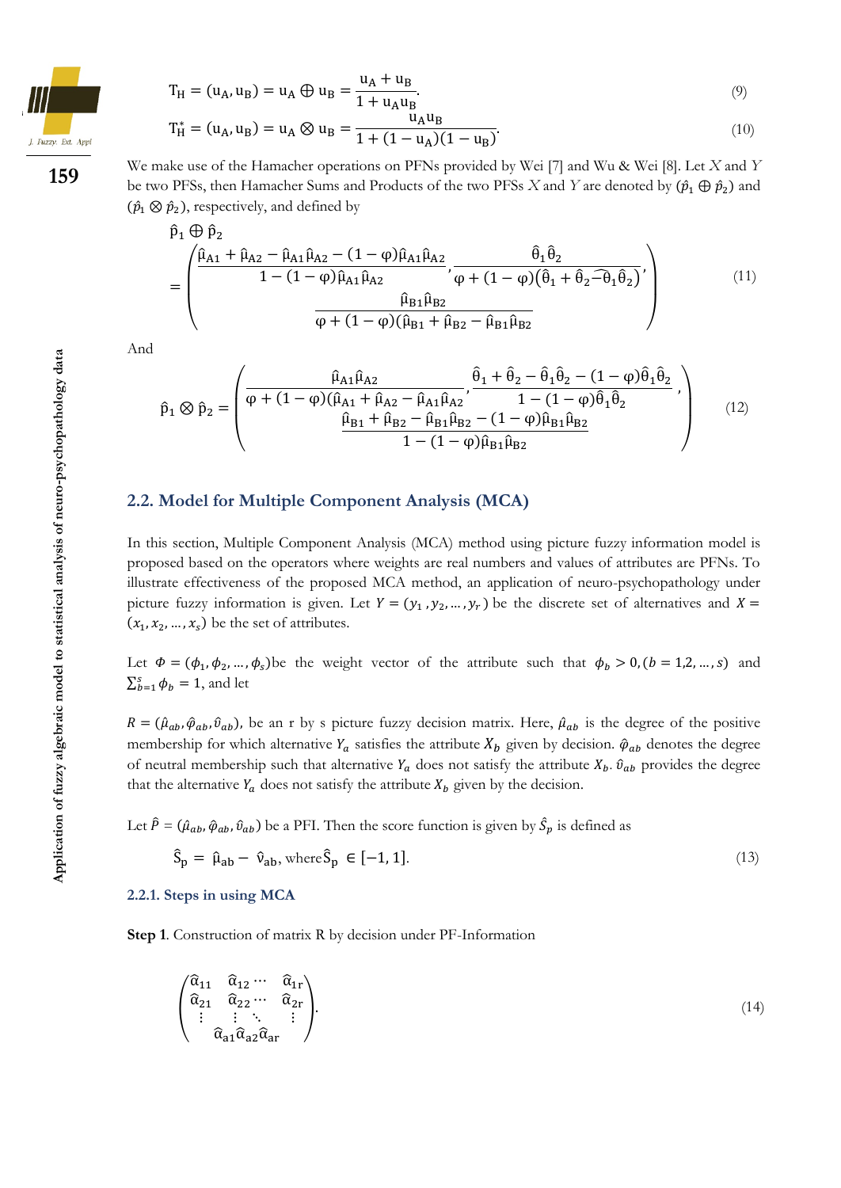$$T_H = (u_A, u_B) = u_A \oplus u_B = \frac{u_A + u_B}{1 + u_A u_B}. \tag{9}$$

$$T_H^* = (u_A, u_B) = u_A \otimes u_B = \frac{u_A u_B}{1 + (1 - u_A)(1 - u_B)}. \tag{10}$$

We make use of the Hamacher operations on PFNs provided by Wei [7] and Wu & Wei [8]. Let $X$ and $Y$ be two PFSs, then Hamacher Sums and Products of the two PFSs $X$ and $Y$ are denoted by $(\hat{p}_1 \oplus \hat{p}_2)$ and $(\hat{p}_1 \otimes \hat{p}_2)$, respectively, and defined by

$$\hat{p}_1 \oplus \hat{p}_2 = \left( \frac{\hat{\mu}_{A1} + \hat{\mu}_{A2} - \hat{\mu}_{A1}\hat{\mu}_{A2} - (1-\varphi)\hat{\mu}_{A1}\hat{\mu}_{A2}}{1 - (1-\varphi)\hat{\mu}_{A1}\hat{\mu}_{A2}}, \frac{\hat{\theta}_1\hat{\theta}_2}{\varphi + (1-\varphi)(\hat{\theta}_1 + \hat{\theta}_2 - \hat{\theta}_1\hat{\theta}_2)}, \frac{\hat{\mu}_{B1}\hat{\mu}_{B2}}{\varphi + (1-\varphi)(\hat{\mu}_{B1} + \hat{\mu}_{B2} - \hat{\mu}_{B1}\hat{\mu}_{B2}} \right) \tag{11}$$

And

$$\hat{p}_1 \otimes \hat{p}_2 = \left( \frac{\hat{\mu}_{A1}\hat{\mu}_{A2}}{\varphi + (1-\varphi)(\hat{\mu}_{A1} + \hat{\mu}_{A2} - \hat{\mu}_{A1}\hat{\mu}_{A2}}, \frac{\hat{\theta}_1 + \hat{\theta}_2 - \hat{\theta}_1\hat{\theta}_2 - (1-\varphi)\hat{\theta}_1\hat{\theta}_2}{1 - (1-\varphi)\hat{\theta}_1\hat{\theta}_2}, \frac{\hat{\mu}_{B1} + \hat{\mu}_{B2} - \hat{\mu}_{B1}\hat{\mu}_{B2} - (1-\varphi)\hat{\mu}_{B1}\hat{\mu}_{B2}}{1 - (1-\varphi)\hat{\mu}_{B1}\hat{\mu}_{B2}} \right) \tag{12}$$

## 2.2. Model for Multiple Component Analysis (MCA)

In this section, Multiple Component Analysis (MCA) method using picture fuzzy information model is proposed based on the operators where weights are real numbers and values of attributes are PFNs. To illustrate effectiveness of the proposed MCA method, an application of neuro-psychopathology under picture fuzzy information is given. Let $Y = (y_1, y_2, \ldots, y_r)$ be the discrete set of alternatives and $X = (x_1, x_2, \ldots, x_s)$ be the set of attributes.

Let $\Phi = (\phi_1, \phi_2, \ldots, \phi_s)$be the weight vector of the attribute such that $\phi_b > 0, (b = 1,2, \ldots, s)$ and $\sum_{b=1}^{s} \phi_b = 1$, and let

$R = (\hat{\mu}_{ab}, \hat{\varphi}_{ab}, \hat{v}_{ab})$, be an r by s picture fuzzy decision matrix. Here, $\hat{\mu}_{ab}$ is the degree of the positive membership for which alternative $Y_a$ satisfies the attribute $X_b$ given by decision. $\hat{\varphi}_{ab}$ denotes the degree of neutral membership such that alternative $Y_a$ does not satisfy the attribute $X_b$. $\hat{v}_{ab}$ provides the degree that the alternative $Y_a$ does not satisfy the attribute $X_b$ given by the decision.

Let $\hat{P} = (\hat{\mu}_{ab}, \hat{\varphi}_{ab}, \hat{v}_{ab})$ be a PFI. Then the score function is given by $\hat{S}_p$ is defined as

$$\hat{S}_p = \hat{\mu}_{ab} - \hat{v}_{ab}, \text{ where } \hat{S}_p \in [-1, 1]. \tag{13}$$

### 2.2.1. Steps in using MCA

**Step 1**. Construction of matrix R by decision under PF-Information

$$\begin{pmatrix} \hat{\alpha}_{11} & \hat{\alpha}_{12} \cdots & \hat{\alpha}_{1r} \\ \hat{\alpha}_{21} & \hat{\alpha}_{22} \cdots & \hat{\alpha}_{2r} \\ \vdots & \vdots \ddots & \vdots \\ \hat{\alpha}_{a1} & \hat{\alpha}_{a2} & \hat{\alpha}_{ar} \end{pmatrix}. \tag{14}$$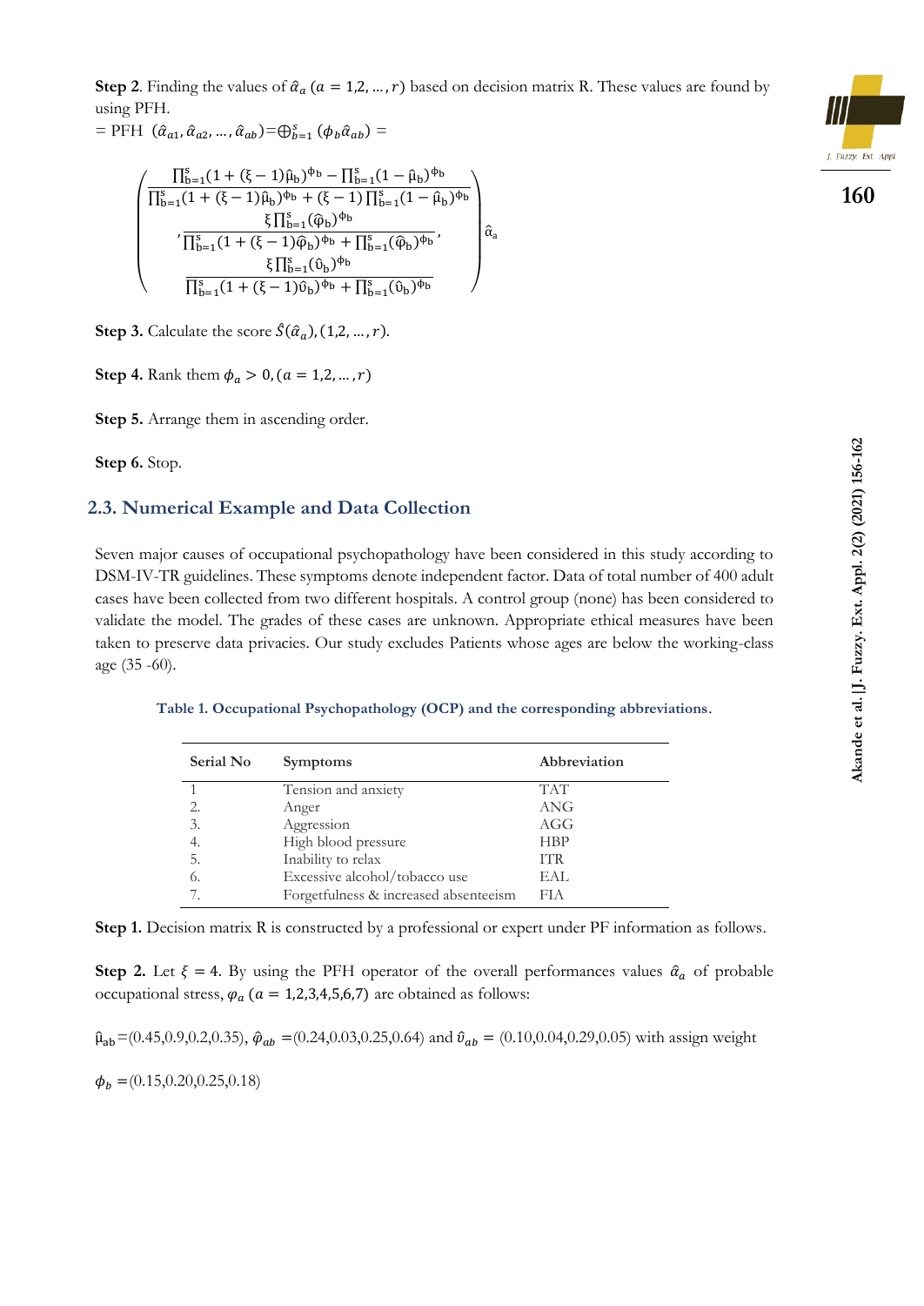**Step 2**. Finding the values of $\hat{\alpha}_a$ $(a = 1,2, \ldots, r)$ based on decision matrix R. These values are found by using PFH.

$= \text{PFH}\ (\hat{\alpha}_{a1}, \hat{\alpha}_{a2}, \ldots, \hat{\alpha}_{ab}) = \bigoplus_{b=1}^{s} (\phi_b \hat{\alpha}_{ab}) =$

$$\left(\begin{array}{c} \dfrac{\prod_{b=1}^{s}(1+(\xi-1)\hat{\mu}_b)^{\phi_b} - \prod_{b=1}^{s}(1-\hat{\mu}_b)^{\phi_b}}{\prod_{b=1}^{s}(1+(\xi-1)\hat{\mu}_b)^{\phi_b} + (\xi-1)\prod_{b=1}^{s}(1-\hat{\mu}_b)^{\phi_b}} \\ , \dfrac{\xi \prod_{b=1}^{s}(\hat{\varphi}_b)^{\phi_b}}{\prod_{b=1}^{s}(1+(\xi-1)\hat{\varphi}_b)^{\phi_b} + \prod_{b=1}^{s}(\hat{\varphi}_b)^{\phi_b}}, \\ \dfrac{\xi \prod_{b=1}^{s}(\hat{\upsilon}_b)^{\phi_b}}{\prod_{b=1}^{s}(1+(\xi-1)\hat{\upsilon}_b)^{\phi_b} + \prod_{b=1}^{s}(\hat{\upsilon}_b)^{\phi_b}} \end{array}\right)_{\hat{\alpha}_a}$$

**Step 3.** Calculate the score $\hat{S}(\hat{\alpha}_a), (1,2, \ldots, r)$.

**Step 4.** Rank them $\phi_a > 0, (a = 1,2, \ldots, r)$

**Step 5.** Arrange them in ascending order.

**Step 6.** Stop.

## 2.3. Numerical Example and Data Collection

Seven major causes of occupational psychopathology have been considered in this study according to DSM-IV-TR guidelines. These symptoms denote independent factor. Data of total number of 400 adult cases have been collected from two different hospitals. A control group (none) has been considered to validate the model. The grades of these cases are unknown. Appropriate ethical measures have been taken to preserve data privacies. Our study excludes Patients whose ages are below the working-class age (35 -60).

**Table 1. Occupational Psychopathology (OCP) and the corresponding abbreviations.**

| Serial No | Symptoms | Abbreviation |
|---|---|---|
| 1 | Tension and anxiety | TAT |
| 2. | Anger | ANG |
| 3. | Aggression | AGG |
| 4. | High blood pressure | HBP |
| 5. | Inability to relax | ITR |
| 6. | Excessive alcohol/tobacco use | EAL |
| 7. | Forgetfulness & increased absenteeism | FIA |

**Step 1.** Decision matrix R is constructed by a professional or expert under PF information as follows.

**Step 2.** Let $\xi = 4$. By using the PFH operator of the overall performances values $\hat{\alpha}_a$ of probable occupational stress, $\varphi_a$ $(a = 1,2,3,4,5,6,7)$ are obtained as follows:

$\hat{\mu}_{ab}$ =(0.45,0.9,0.2,0.35), $\hat{\varphi}_{ab}$ =(0.24,0.03,0.25,0.64) and $\hat{\upsilon}_{ab}$ = (0.10,0.04,0.29,0.05) with assign weight

$\phi_b$ =(0.15,0.20,0.25,0.18)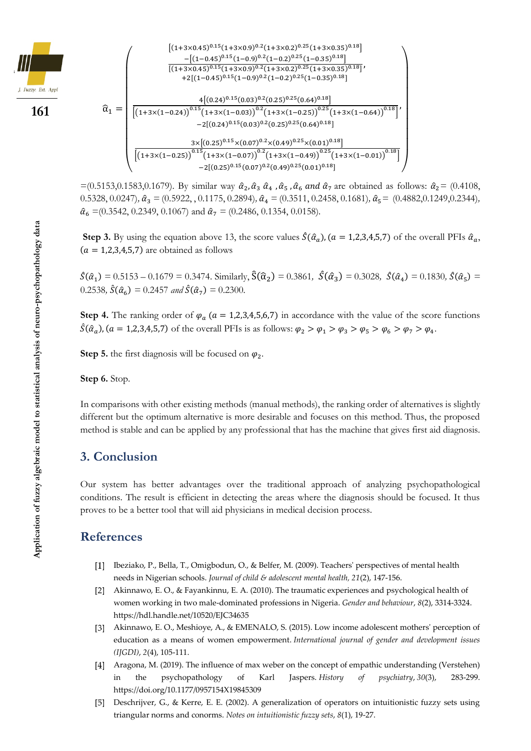$$\widehat{\alpha}_1 = \left( \begin{array}{c} \dfrac{[(1+3\times0.45)^{0.15}(1+3\times0.9)^{0.2}(1+3\times0.2)^{0.25}(1+3\times0.35)^{0.18}] \\ -[(1-0.45)^{0.15}(1-0.9)^{0.2}(1-0.2)^{0.25}(1-0.35)^{0.18}]}{[(1+3\times0.45)^{0.15}(1+3\times0.9)^{0.2}(1+3\times0.2)^{0.25}(1+3\times0.35)^{0.18}] \\ +2[(1-0.45)^{0.15}(1-0.9)^{0.2}(1-0.2)^{0.25}(1-0.35)^{0.18}]}, \\ \\ \dfrac{4[(0.24)^{0.15}(0.03)^{0.2}(0.25)^{0.25}(0.64)^{0.18}]}{\left[(1+3\times(1-0.24))^{0.15}(1+3\times(1-0.03))^{0.2}(1+3\times(1-0.25))^{0.25}(1+3\times(1-0.64))^{0.18}\right] \\ -2[(0.24)^{0.15}(0.03)^{0.2}(0.25)^{0.25}(0.64)^{0.18}]}, \\ \\ \dfrac{3\times[(0.25)^{0.15}\times(0.07)^{0.2}\times(0.49)^{0.25}\times(0.01)^{0.18}]}{\left[(1+3\times(1-0.25))^{0.15}(1+3\times(1-0.07))^{0.2}(1+3\times(1-0.49))^{0.25}(1+3\times(1-0.01))^{0.18}\right] \\ -2[(0.25)^{0.15}(0.07)^{0.2}(0.49)^{0.25}(0.01)^{0.18}]} \end{array} \right)$$

=(0.5153,0.1583,0.1679). By similar way $\hat{\alpha}_2, \hat{\alpha}_3$ $\hat{\alpha}_4$ $, \hat{\alpha}_5$ $, \hat{\alpha}_6$ *and* $\hat{\alpha}_7$ are obtained as follows: $\hat{\alpha}_2$= (0.4108, 0.5328, 0.0247), $\hat{\alpha}_3$ = (0.5922, , 0.1175, 0.2894), $\hat{\alpha}_4$ = (0.3511, 0.2458, 0.1681), $\hat{\alpha}_5$= (0.4882,0.1249,0.2344), $\hat{\alpha}_6$ =(0.3542, 0.2349, 0.1067) and $\hat{\alpha}_7$ = (0.2486, 0.1354, 0.0158).

**Step 3.** By using the equation above 13, the score values $\hat{S}(\hat{\alpha}_a)$, $(a = 1,2,3,4,5,7)$ of the overall PFIs $\hat{\alpha}_a$, $(a = 1,2,3,4,5,7)$ are obtained as follows

$\hat{S}(\hat{\alpha}_1)$ = 0.5153 – 0.1679 = 0.3474. Similarly, $\widehat{S}(\widehat{\alpha}_2)$ = 0.3861, $\hat{S}(\hat{\alpha}_3)$ = 0.3028, $\hat{S}(\hat{\alpha}_4)$ = 0.1830, $\hat{S}(\hat{\alpha}_5)$ = 0.2538, $\hat{S}(\hat{\alpha}_6)$ = 0.2457 *and* $\hat{S}(\hat{\alpha}_7)$ = 0.2300.

**Step 4.** The ranking order of $\varphi_a$ $(a = 1,2,3,4,5,6,7)$ in accordance with the value of the score functions $\hat{S}(\hat{\alpha}_a)$, $(a = 1,2,3,4,5,7)$ of the overall PFIs is as follows: $\varphi_2 > \varphi_1 > \varphi_3 > \varphi_5 > \varphi_6 > \varphi_7 > \varphi_4$.

**Step 5.** the first diagnosis will be focused on $\varphi_2$.

**Step 6.** Stop.

In comparisons with other existing methods (manual methods), the ranking order of alternatives is slightly different but the optimum alternative is more desirable and focuses on this method. Thus, the proposed method is stable and can be applied by any professional that has the machine that gives first aid diagnosis.

## 3. Conclusion

Our system has better advantages over the traditional approach of analyzing psychopathological conditions. The result is efficient in detecting the areas where the diagnosis should be focused. It thus proves to be a better tool that will aid physicians in medical decision process.

## References

[1] Ibeziako, P., Bella, T., Omigbodun, O., & Belfer, M. (2009). Teachers' perspectives of mental health needs in Nigerian schools. *Journal of child & adolescent mental health, 21*(2), 147-156.

[2] Akinnawo, E. O., & Fayankinnu, E. A. (2010). The traumatic experiences and psychological health of women working in two male-dominated professions in Nigeria. *Gender and behaviour*, *8*(2), 3314-3324. https://hdl.handle.net/10520/EJC34635

[3] Akinnawo, E. O., Meshioye, A., & EMENALO, S. (2015). Low income adolescent mothers' perception of education as a means of women empowerment. *International journal of gender and development issues (IJGDI)*, *2*(4), 105-111.

[4] Aragona, M. (2019). The influence of max weber on the concept of empathic understanding (Verstehen) in the psychopathology of Karl Jaspers. *History of psychiatry*, *30*(3), 283-299. https://doi.org/10.1177/0957154X19845309

[5] Deschrijver, G., & Kerre, E. E. (2002). A generalization of operators on intuitionistic fuzzy sets using triangular norms and conorms. *Notes on intuitionistic fuzzy sets*, *8*(1), 19-27.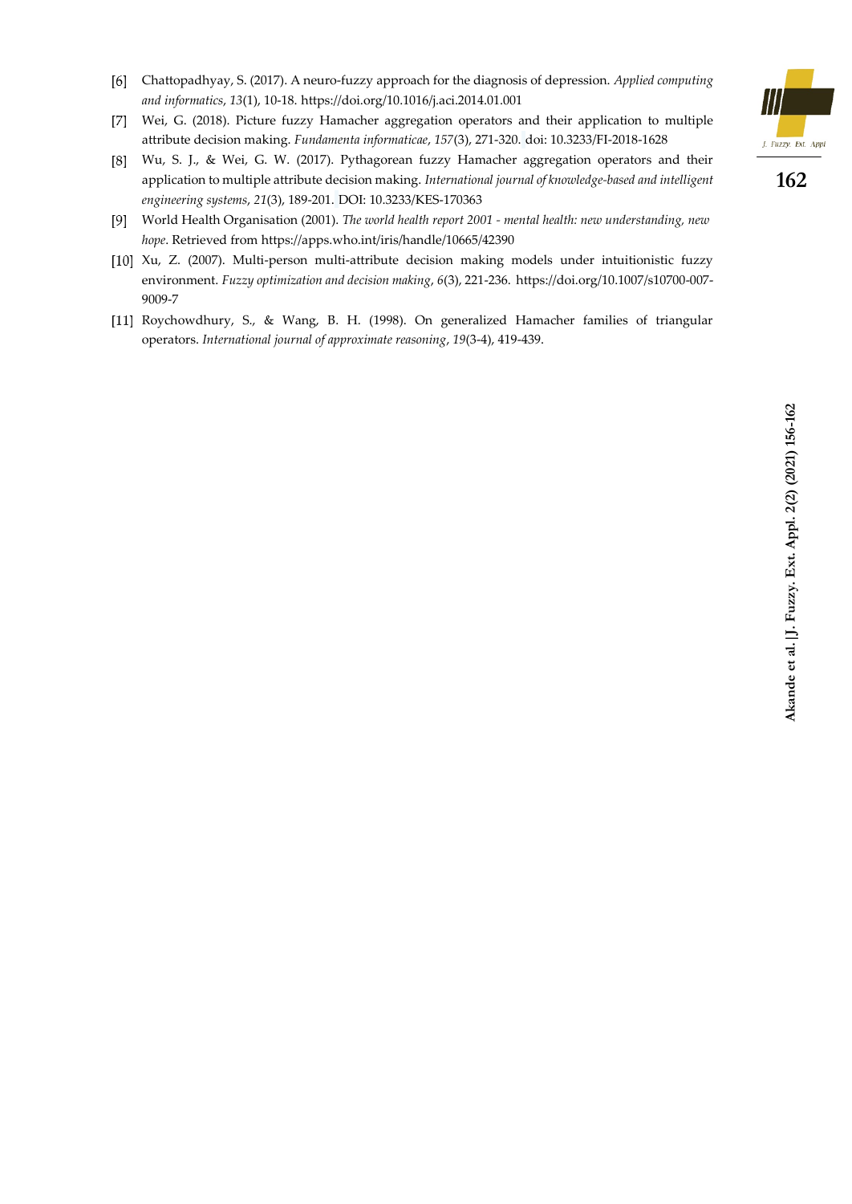[6] Chattopadhyay, S. (2017). A neuro-fuzzy approach for the diagnosis of depression. *Applied computing and informatics*, *13*(1), 10-18. https://doi.org/10.1016/j.aci.2014.01.001

[7] Wei, G. (2018). Picture fuzzy Hamacher aggregation operators and their application to multiple attribute decision making. *Fundamenta informaticae*, *157*(3), 271-320. doi: 10.3233/FI-2018-1628

[8] Wu, S. J., & Wei, G. W. (2017). Pythagorean fuzzy Hamacher aggregation operators and their application to multiple attribute decision making. *International journal of knowledge-based and intelligent engineering systems*, *21*(3), 189-201. DOI: 10.3233/KES-170363

[9] World Health Organisation (2001). *The world health report 2001 - mental health: new understanding, new hope*. Retrieved from https://apps.who.int/iris/handle/10665/42390

[10] Xu, Z. (2007). Multi-person multi-attribute decision making models under intuitionistic fuzzy environment. *Fuzzy optimization and decision making*, *6*(3), 221-236. https://doi.org/10.1007/s10700-007-9009-7

[11] Roychowdhury, S., & Wang, B. H. (1998). On generalized Hamacher families of triangular operators. *International journal of approximate reasoning*, *19*(3-4), 419-439.